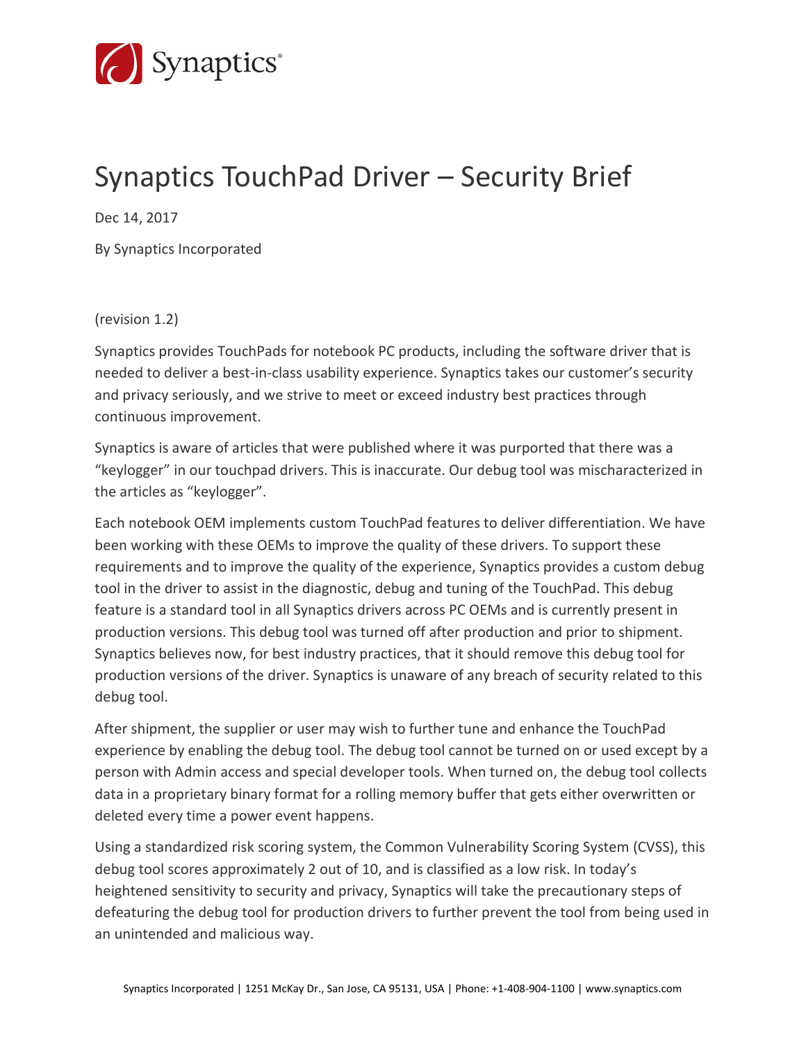# Synaptics TouchPad Driver – Security Brief

Dec 14, 2017

By Synaptics Incorporated

(revision 1.2)

Synaptics provides TouchPads for notebook PC products, including the software driver that is needed to deliver a best-in-class usability experience. Synaptics takes our customer's security and privacy seriously, and we strive to meet or exceed industry best practices through continuous improvement.

Synaptics is aware of articles that were published where it was purported that there was a "keylogger" in our touchpad drivers. This is inaccurate. Our debug tool was mischaracterized in the articles as "keylogger".

Each notebook OEM implements custom TouchPad features to deliver differentiation. We have been working with these OEMs to improve the quality of these drivers. To support these requirements and to improve the quality of the experience, Synaptics provides a custom debug tool in the driver to assist in the diagnostic, debug and tuning of the TouchPad. This debug feature is a standard tool in all Synaptics drivers across PC OEMs and is currently present in production versions. This debug tool was turned off after production and prior to shipment. Synaptics believes now, for best industry practices, that it should remove this debug tool for production versions of the driver. Synaptics is unaware of any breach of security related to this debug tool.

After shipment, the supplier or user may wish to further tune and enhance the TouchPad experience by enabling the debug tool. The debug tool cannot be turned on or used except by a person with Admin access and special developer tools. When turned on, the debug tool collects data in a proprietary binary format for a rolling memory buffer that gets either overwritten or deleted every time a power event happens.

Using a standardized risk scoring system, the Common Vulnerability Scoring System (CVSS), this debug tool scores approximately 2 out of 10, and is classified as a low risk. In today's heightened sensitivity to security and privacy, Synaptics will take the precautionary steps of defeaturing the debug tool for production drivers to further prevent the tool from being used in an unintended and malicious way.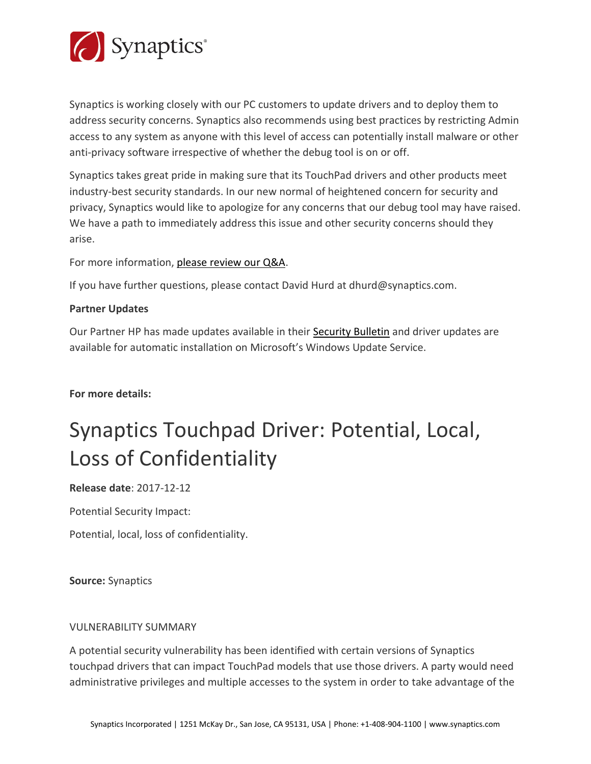Synaptics is working closely with our PC customers to update drivers and to deploy them to address security concerns. Synaptics also recommends using best practices by restricting Admin access to any system as anyone with this level of access can potentially install malware or other anti-privacy software irrespective of whether the debug tool is on or off.

Synaptics takes great pride in making sure that its TouchPad drivers and other products meet industry-best security standards. In our new normal of heightened concern for security and privacy, Synaptics would like to apologize for any concerns that our debug tool may have raised. We have a path to immediately address this issue and other security concerns should they arise.

For more information, please review our Q&A.

If you have further questions, please contact David Hurd at dhurd@synaptics.com.

**Partner Updates**

Our Partner HP has made updates available in their Security Bulletin and driver updates are available for automatic installation on Microsoft's Windows Update Service.

**For more details:**

# Synaptics Touchpad Driver: Potential, Local, Loss of Confidentiality

**Release date**: 2017-12-12

Potential Security Impact:

Potential, local, loss of confidentiality.

**Source:** Synaptics

VULNERABILITY SUMMARY

A potential security vulnerability has been identified with certain versions of Synaptics touchpad drivers that can impact TouchPad models that use those drivers. A party would need administrative privileges and multiple accesses to the system in order to take advantage of the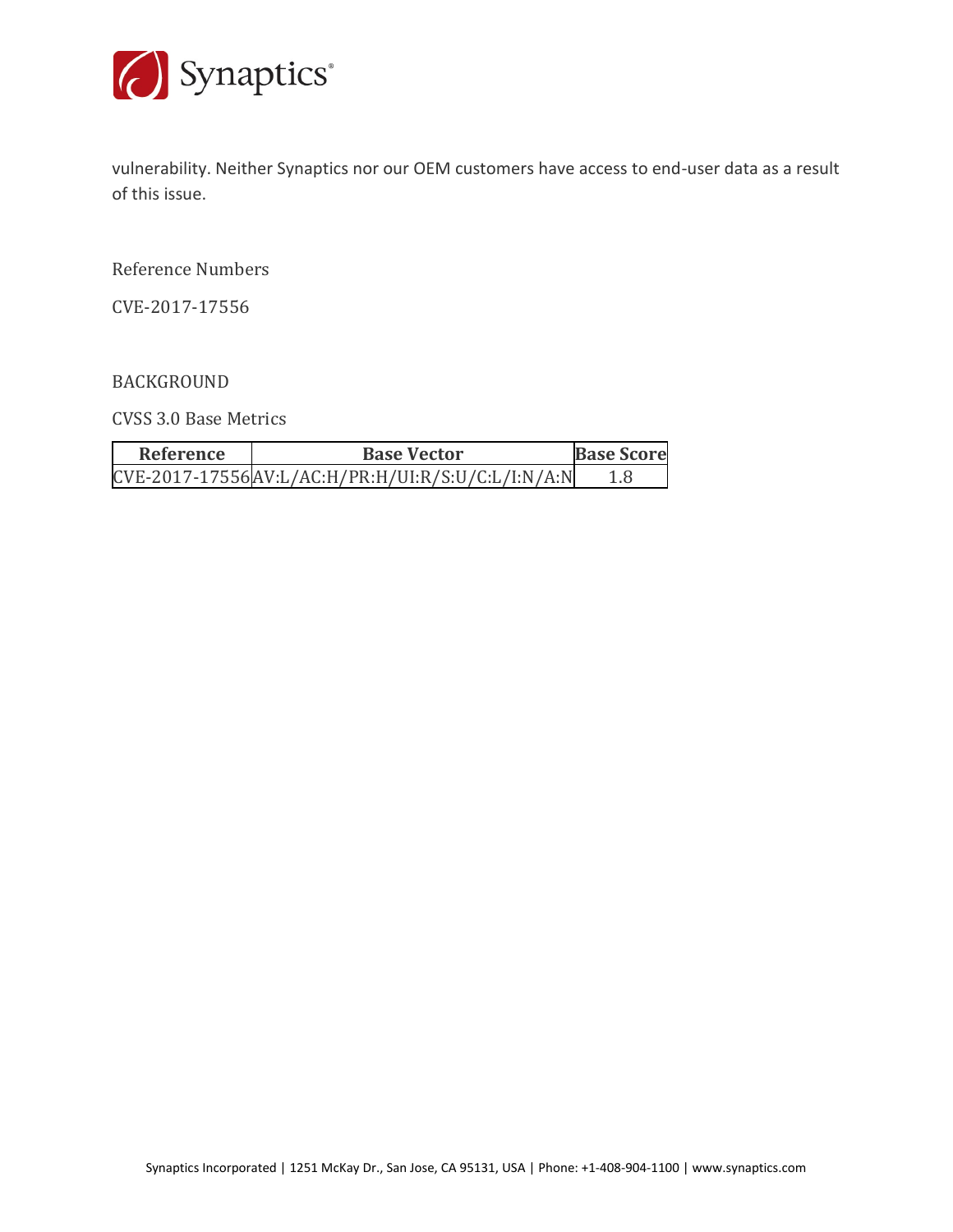vulnerability. Neither Synaptics nor our OEM customers have access to end-user data as a result of this issue.

## Reference Numbers

CVE-2017-17556

## BACKGROUND

### CVSS 3.0 Base Metrics

| Reference | Base Vector | Base Score |
|---|---|---|
| CVE-2017-17556 | AV:L/AC:H/PR:H/UI:R/S:U/C:L/I:N/A:N | 1.8 |